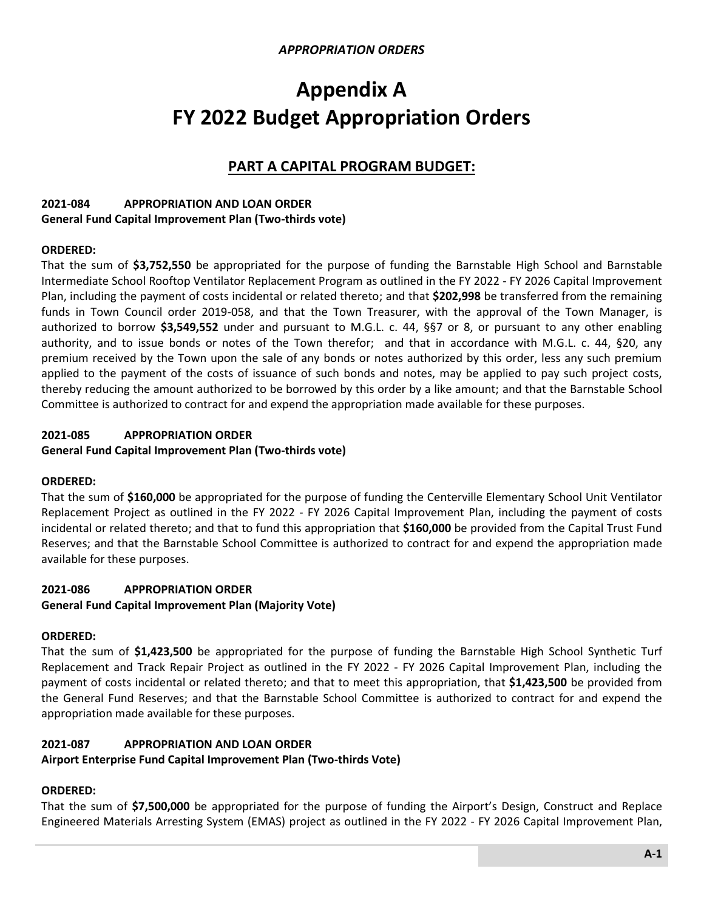*APPROPRIATION ORDERS*

# Appendix A
# FY 2022 Budget Appropriation Orders

## PART A CAPITAL PROGRAM BUDGET:

**2021-084 APPROPRIATION AND LOAN ORDER**
**General Fund Capital Improvement Plan (Two-thirds vote)**

**ORDERED:**
That the sum of **$3,752,550** be appropriated for the purpose of funding the Barnstable High School and Barnstable Intermediate School Rooftop Ventilator Replacement Program as outlined in the FY 2022 - FY 2026 Capital Improvement Plan, including the payment of costs incidental or related thereto; and that **$202,998** be transferred from the remaining funds in Town Council order 2019-058, and that the Town Treasurer, with the approval of the Town Manager, is authorized to borrow **$3,549,552** under and pursuant to M.G.L. c. 44, §§7 or 8, or pursuant to any other enabling authority, and to issue bonds or notes of the Town therefor; and that in accordance with M.G.L. c. 44, §20, any premium received by the Town upon the sale of any bonds or notes authorized by this order, less any such premium applied to the payment of the costs of issuance of such bonds and notes, may be applied to pay such project costs, thereby reducing the amount authorized to be borrowed by this order by a like amount; and that the Barnstable School Committee is authorized to contract for and expend the appropriation made available for these purposes.

**2021-085 APPROPRIATION ORDER**
**General Fund Capital Improvement Plan (Two-thirds vote)**

**ORDERED:**
That the sum of **$160,000** be appropriated for the purpose of funding the Centerville Elementary School Unit Ventilator Replacement Project as outlined in the FY 2022 - FY 2026 Capital Improvement Plan, including the payment of costs incidental or related thereto; and that to fund this appropriation that **$160,000** be provided from the Capital Trust Fund Reserves; and that the Barnstable School Committee is authorized to contract for and expend the appropriation made available for these purposes.

**2021-086 APPROPRIATION ORDER**
**General Fund Capital Improvement Plan (Majority Vote)**

**ORDERED:**
That the sum of **$1,423,500** be appropriated for the purpose of funding the Barnstable High School Synthetic Turf Replacement and Track Repair Project as outlined in the FY 2022 - FY 2026 Capital Improvement Plan, including the payment of costs incidental or related thereto; and that to meet this appropriation, that **$1,423,500** be provided from the General Fund Reserves; and that the Barnstable School Committee is authorized to contract for and expend the appropriation made available for these purposes.

**2021-087 APPROPRIATION AND LOAN ORDER**
**Airport Enterprise Fund Capital Improvement Plan (Two-thirds Vote)**

**ORDERED:**
That the sum of **$7,500,000** be appropriated for the purpose of funding the Airport's Design, Construct and Replace Engineered Materials Arresting System (EMAS) project as outlined in the FY 2022 - FY 2026 Capital Improvement Plan,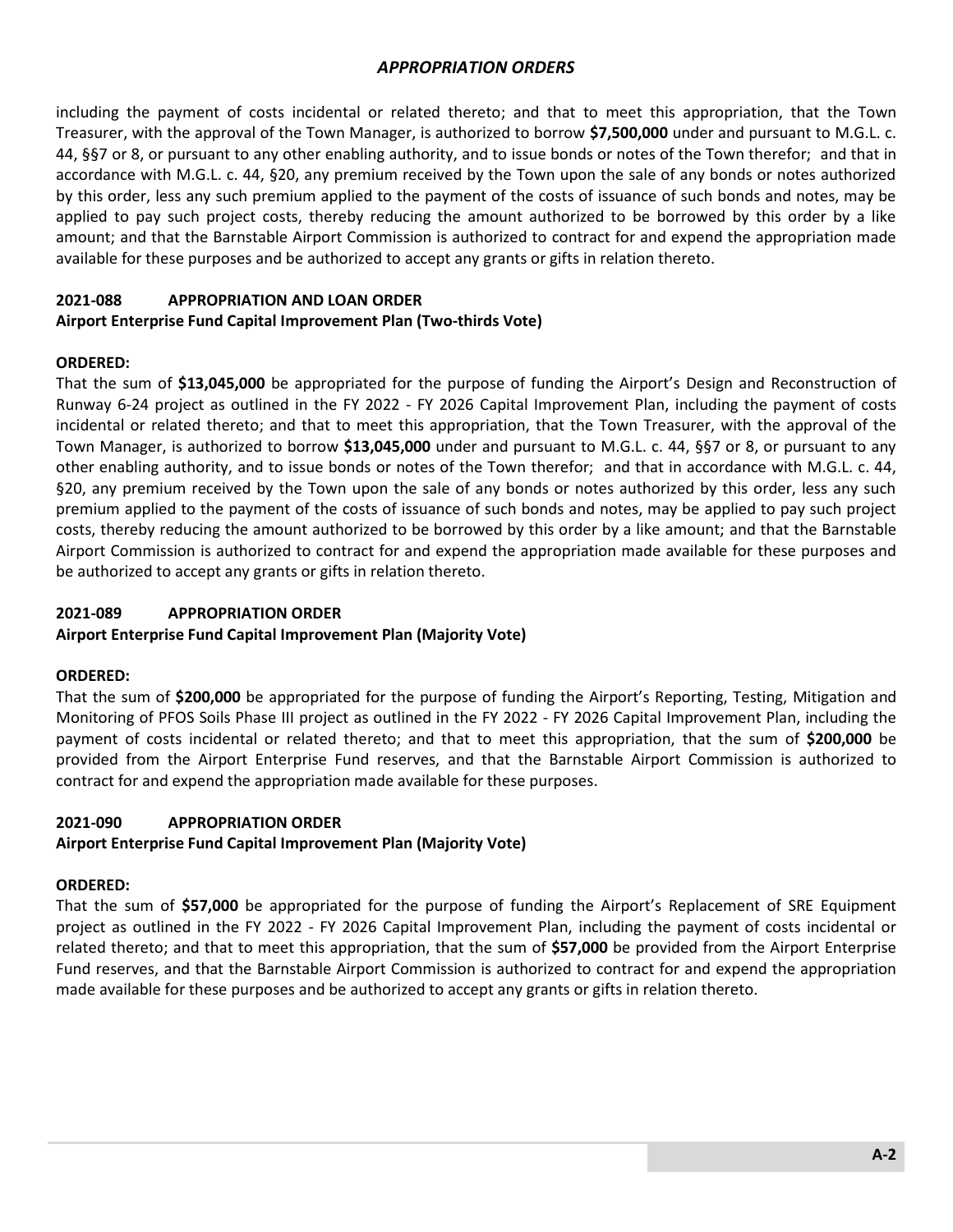including the payment of costs incidental or related thereto; and that to meet this appropriation, that the Town Treasurer, with the approval of the Town Manager, is authorized to borrow **$7,500,000** under and pursuant to M.G.L. c. 44, §§7 or 8, or pursuant to any other enabling authority, and to issue bonds or notes of the Town therefor; and that in accordance with M.G.L. c. 44, §20, any premium received by the Town upon the sale of any bonds or notes authorized by this order, less any such premium applied to the payment of the costs of issuance of such bonds and notes, may be applied to pay such project costs, thereby reducing the amount authorized to be borrowed by this order by a like amount; and that the Barnstable Airport Commission is authorized to contract for and expend the appropriation made available for these purposes and be authorized to accept any grants or gifts in relation thereto.

**2021-088 APPROPRIATION AND LOAN ORDER**
**Airport Enterprise Fund Capital Improvement Plan (Two-thirds Vote)**

**ORDERED:**
That the sum of **$13,045,000** be appropriated for the purpose of funding the Airport's Design and Reconstruction of Runway 6-24 project as outlined in the FY 2022 - FY 2026 Capital Improvement Plan, including the payment of costs incidental or related thereto; and that to meet this appropriation, that the Town Treasurer, with the approval of the Town Manager, is authorized to borrow **$13,045,000** under and pursuant to M.G.L. c. 44, §§7 or 8, or pursuant to any other enabling authority, and to issue bonds or notes of the Town therefor; and that in accordance with M.G.L. c. 44, §20, any premium received by the Town upon the sale of any bonds or notes authorized by this order, less any such premium applied to the payment of the costs of issuance of such bonds and notes, may be applied to pay such project costs, thereby reducing the amount authorized to be borrowed by this order by a like amount; and that the Barnstable Airport Commission is authorized to contract for and expend the appropriation made available for these purposes and be authorized to accept any grants or gifts in relation thereto.

**2021-089 APPROPRIATION ORDER**
**Airport Enterprise Fund Capital Improvement Plan (Majority Vote)**

**ORDERED:**
That the sum of **$200,000** be appropriated for the purpose of funding the Airport's Reporting, Testing, Mitigation and Monitoring of PFOS Soils Phase III project as outlined in the FY 2022 - FY 2026 Capital Improvement Plan, including the payment of costs incidental or related thereto; and that to meet this appropriation, that the sum of **$200,000** be provided from the Airport Enterprise Fund reserves, and that the Barnstable Airport Commission is authorized to contract for and expend the appropriation made available for these purposes.

**2021-090 APPROPRIATION ORDER**
**Airport Enterprise Fund Capital Improvement Plan (Majority Vote)**

**ORDERED:**
That the sum of **$57,000** be appropriated for the purpose of funding the Airport's Replacement of SRE Equipment project as outlined in the FY 2022 - FY 2026 Capital Improvement Plan, including the payment of costs incidental or related thereto; and that to meet this appropriation, that the sum of **$57,000** be provided from the Airport Enterprise Fund reserves, and that the Barnstable Airport Commission is authorized to contract for and expend the appropriation made available for these purposes and be authorized to accept any grants or gifts in relation thereto.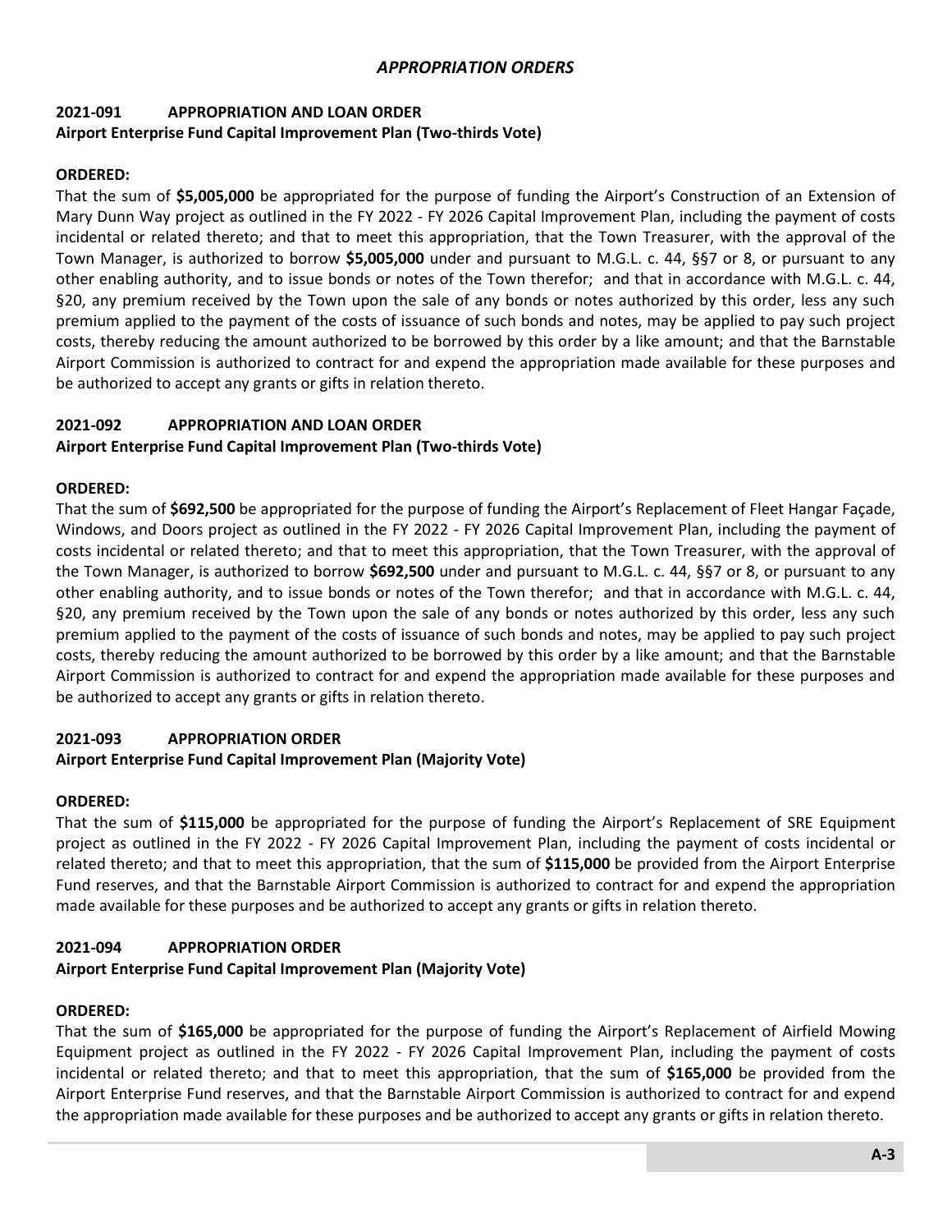## *APPROPRIATION ORDERS*

### 2021-091 APPROPRIATION AND LOAN ORDER
**Airport Enterprise Fund Capital Improvement Plan (Two-thirds Vote)**

**ORDERED:**
That the sum of **$5,005,000** be appropriated for the purpose of funding the Airport's Construction of an Extension of Mary Dunn Way project as outlined in the FY 2022 - FY 2026 Capital Improvement Plan, including the payment of costs incidental or related thereto; and that to meet this appropriation, that the Town Treasurer, with the approval of the Town Manager, is authorized to borrow **$5,005,000** under and pursuant to M.G.L. c. 44, §§7 or 8, or pursuant to any other enabling authority, and to issue bonds or notes of the Town therefor; and that in accordance with M.G.L. c. 44, §20, any premium received by the Town upon the sale of any bonds or notes authorized by this order, less any such premium applied to the payment of the costs of issuance of such bonds and notes, may be applied to pay such project costs, thereby reducing the amount authorized to be borrowed by this order by a like amount; and that the Barnstable Airport Commission is authorized to contract for and expend the appropriation made available for these purposes and be authorized to accept any grants or gifts in relation thereto.

### 2021-092 APPROPRIATION AND LOAN ORDER
**Airport Enterprise Fund Capital Improvement Plan (Two-thirds Vote)**

**ORDERED:**
That the sum of **$692,500** be appropriated for the purpose of funding the Airport's Replacement of Fleet Hangar Façade, Windows, and Doors project as outlined in the FY 2022 - FY 2026 Capital Improvement Plan, including the payment of costs incidental or related thereto; and that to meet this appropriation, that the Town Treasurer, with the approval of the Town Manager, is authorized to borrow **$692,500** under and pursuant to M.G.L. c. 44, §§7 or 8, or pursuant to any other enabling authority, and to issue bonds or notes of the Town therefor; and that in accordance with M.G.L. c. 44, §20, any premium received by the Town upon the sale of any bonds or notes authorized by this order, less any such premium applied to the payment of the costs of issuance of such bonds and notes, may be applied to pay such project costs, thereby reducing the amount authorized to be borrowed by this order by a like amount; and that the Barnstable Airport Commission is authorized to contract for and expend the appropriation made available for these purposes and be authorized to accept any grants or gifts in relation thereto.

### 2021-093 APPROPRIATION ORDER
**Airport Enterprise Fund Capital Improvement Plan (Majority Vote)**

**ORDERED:**
That the sum of **$115,000** be appropriated for the purpose of funding the Airport's Replacement of SRE Equipment project as outlined in the FY 2022 - FY 2026 Capital Improvement Plan, including the payment of costs incidental or related thereto; and that to meet this appropriation, that the sum of **$115,000** be provided from the Airport Enterprise Fund reserves, and that the Barnstable Airport Commission is authorized to contract for and expend the appropriation made available for these purposes and be authorized to accept any grants or gifts in relation thereto.

### 2021-094 APPROPRIATION ORDER
**Airport Enterprise Fund Capital Improvement Plan (Majority Vote)**

**ORDERED:**
That the sum of **$165,000** be appropriated for the purpose of funding the Airport's Replacement of Airfield Mowing Equipment project as outlined in the FY 2022 - FY 2026 Capital Improvement Plan, including the payment of costs incidental or related thereto; and that to meet this appropriation, that the sum of **$165,000** be provided from the Airport Enterprise Fund reserves, and that the Barnstable Airport Commission is authorized to contract for and expend the appropriation made available for these purposes and be authorized to accept any grants or gifts in relation thereto.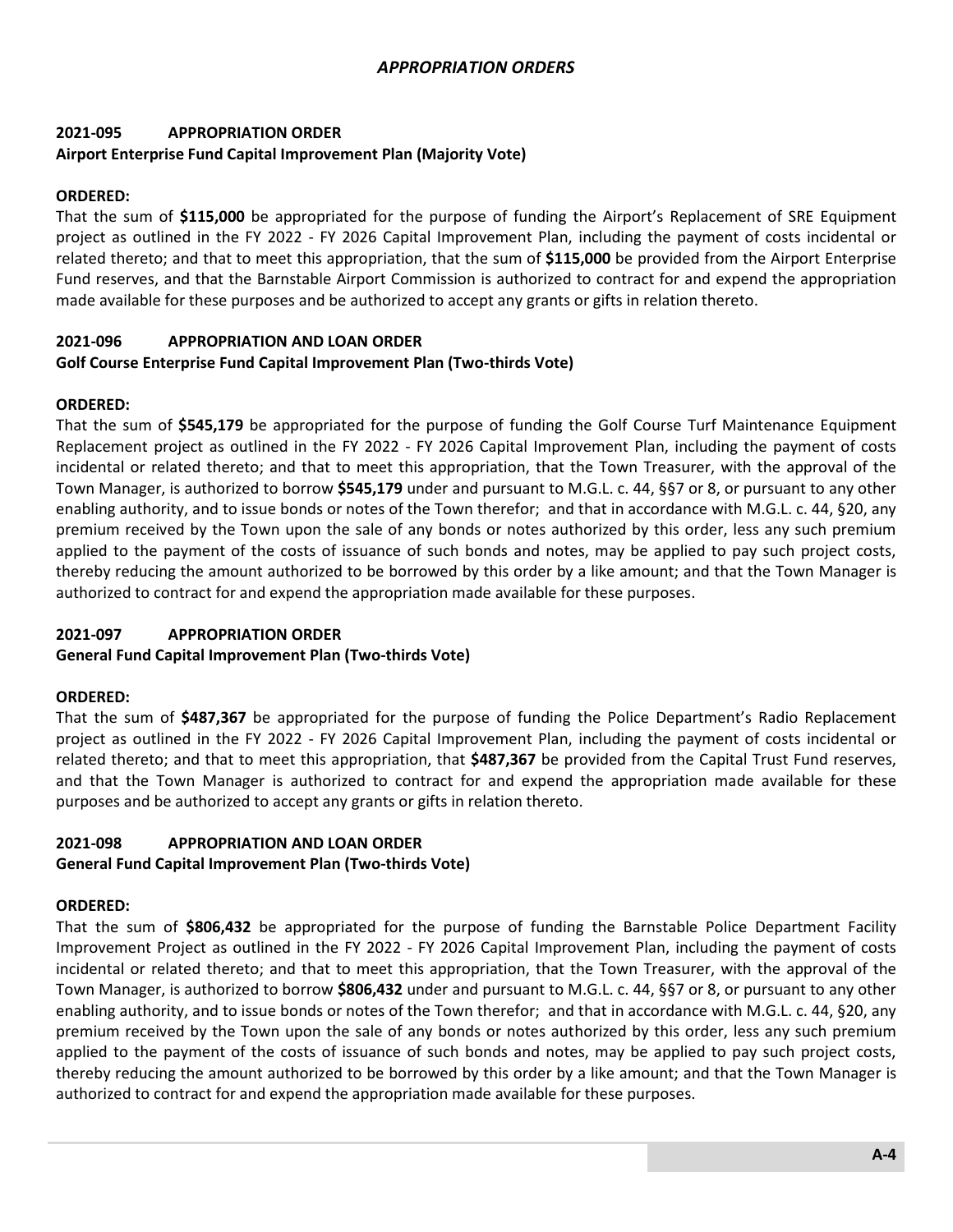# *APPROPRIATION ORDERS*

## 2021-095 APPROPRIATION ORDER

**Airport Enterprise Fund Capital Improvement Plan (Majority Vote)**

**ORDERED:**

That the sum of **$115,000** be appropriated for the purpose of funding the Airport's Replacement of SRE Equipment project as outlined in the FY 2022 - FY 2026 Capital Improvement Plan, including the payment of costs incidental or related thereto; and that to meet this appropriation, that the sum of **$115,000** be provided from the Airport Enterprise Fund reserves, and that the Barnstable Airport Commission is authorized to contract for and expend the appropriation made available for these purposes and be authorized to accept any grants or gifts in relation thereto.

## 2021-096 APPROPRIATION AND LOAN ORDER

**Golf Course Enterprise Fund Capital Improvement Plan (Two-thirds Vote)**

**ORDERED:**

That the sum of **$545,179** be appropriated for the purpose of funding the Golf Course Turf Maintenance Equipment Replacement project as outlined in the FY 2022 - FY 2026 Capital Improvement Plan, including the payment of costs incidental or related thereto; and that to meet this appropriation, that the Town Treasurer, with the approval of the Town Manager, is authorized to borrow **$545,179** under and pursuant to M.G.L. c. 44, §§7 or 8, or pursuant to any other enabling authority, and to issue bonds or notes of the Town therefor; and that in accordance with M.G.L. c. 44, §20, any premium received by the Town upon the sale of any bonds or notes authorized by this order, less any such premium applied to the payment of the costs of issuance of such bonds and notes, may be applied to pay such project costs, thereby reducing the amount authorized to be borrowed by this order by a like amount; and that the Town Manager is authorized to contract for and expend the appropriation made available for these purposes.

## 2021-097 APPROPRIATION ORDER

**General Fund Capital Improvement Plan (Two-thirds Vote)**

**ORDERED:**

That the sum of **$487,367** be appropriated for the purpose of funding the Police Department's Radio Replacement project as outlined in the FY 2022 - FY 2026 Capital Improvement Plan, including the payment of costs incidental or related thereto; and that to meet this appropriation, that **$487,367** be provided from the Capital Trust Fund reserves, and that the Town Manager is authorized to contract for and expend the appropriation made available for these purposes and be authorized to accept any grants or gifts in relation thereto.

## 2021-098 APPROPRIATION AND LOAN ORDER

**General Fund Capital Improvement Plan (Two-thirds Vote)**

**ORDERED:**

That the sum of **$806,432** be appropriated for the purpose of funding the Barnstable Police Department Facility Improvement Project as outlined in the FY 2022 - FY 2026 Capital Improvement Plan, including the payment of costs incidental or related thereto; and that to meet this appropriation, that the Town Treasurer, with the approval of the Town Manager, is authorized to borrow **$806,432** under and pursuant to M.G.L. c. 44, §§7 or 8, or pursuant to any other enabling authority, and to issue bonds or notes of the Town therefor; and that in accordance with M.G.L. c. 44, §20, any premium received by the Town upon the sale of any bonds or notes authorized by this order, less any such premium applied to the payment of the costs of issuance of such bonds and notes, may be applied to pay such project costs, thereby reducing the amount authorized to be borrowed by this order by a like amount; and that the Town Manager is authorized to contract for and expend the appropriation made available for these purposes.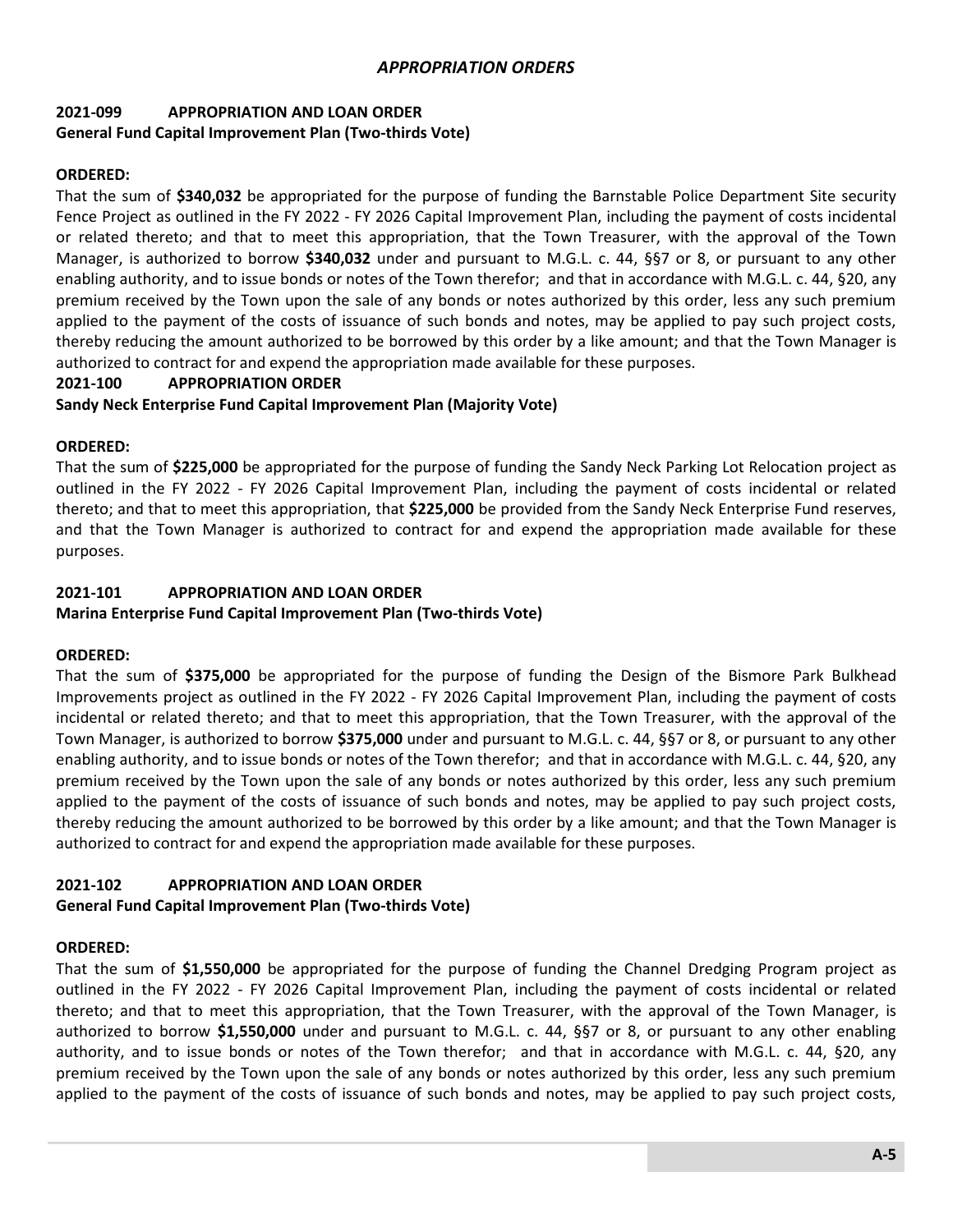## *APPROPRIATION ORDERS*

### 2021-099 APPROPRIATION AND LOAN ORDER
**General Fund Capital Improvement Plan (Two-thirds Vote)**

**ORDERED:**

That the sum of **$340,032** be appropriated for the purpose of funding the Barnstable Police Department Site security Fence Project as outlined in the FY 2022 - FY 2026 Capital Improvement Plan, including the payment of costs incidental or related thereto; and that to meet this appropriation, that the Town Treasurer, with the approval of the Town Manager, is authorized to borrow **$340,032** under and pursuant to M.G.L. c. 44, §§7 or 8, or pursuant to any other enabling authority, and to issue bonds or notes of the Town therefor; and that in accordance with M.G.L. c. 44, §20, any premium received by the Town upon the sale of any bonds or notes authorized by this order, less any such premium applied to the payment of the costs of issuance of such bonds and notes, may be applied to pay such project costs, thereby reducing the amount authorized to be borrowed by this order by a like amount; and that the Town Manager is authorized to contract for and expend the appropriation made available for these purposes.

### 2021-100 APPROPRIATION ORDER
**Sandy Neck Enterprise Fund Capital Improvement Plan (Majority Vote)**

**ORDERED:**

That the sum of **$225,000** be appropriated for the purpose of funding the Sandy Neck Parking Lot Relocation project as outlined in the FY 2022 - FY 2026 Capital Improvement Plan, including the payment of costs incidental or related thereto; and that to meet this appropriation, that **$225,000** be provided from the Sandy Neck Enterprise Fund reserves, and that the Town Manager is authorized to contract for and expend the appropriation made available for these purposes.

### 2021-101 APPROPRIATION AND LOAN ORDER
**Marina Enterprise Fund Capital Improvement Plan (Two-thirds Vote)**

**ORDERED:**

That the sum of **$375,000** be appropriated for the purpose of funding the Design of the Bismore Park Bulkhead Improvements project as outlined in the FY 2022 - FY 2026 Capital Improvement Plan, including the payment of costs incidental or related thereto; and that to meet this appropriation, that the Town Treasurer, with the approval of the Town Manager, is authorized to borrow **$375,000** under and pursuant to M.G.L. c. 44, §§7 or 8, or pursuant to any other enabling authority, and to issue bonds or notes of the Town therefor; and that in accordance with M.G.L. c. 44, §20, any premium received by the Town upon the sale of any bonds or notes authorized by this order, less any such premium applied to the payment of the costs of issuance of such bonds and notes, may be applied to pay such project costs, thereby reducing the amount authorized to be borrowed by this order by a like amount; and that the Town Manager is authorized to contract for and expend the appropriation made available for these purposes.

### 2021-102 APPROPRIATION AND LOAN ORDER
**General Fund Capital Improvement Plan (Two-thirds Vote)**

**ORDERED:**

That the sum of **$1,550,000** be appropriated for the purpose of funding the Channel Dredging Program project as outlined in the FY 2022 - FY 2026 Capital Improvement Plan, including the payment of costs incidental or related thereto; and that to meet this appropriation, that the Town Treasurer, with the approval of the Town Manager, is authorized to borrow **$1,550,000** under and pursuant to M.G.L. c. 44, §§7 or 8, or pursuant to any other enabling authority, and to issue bonds or notes of the Town therefor; and that in accordance with M.G.L. c. 44, §20, any premium received by the Town upon the sale of any bonds or notes authorized by this order, less any such premium applied to the payment of the costs of issuance of such bonds and notes, may be applied to pay such project costs,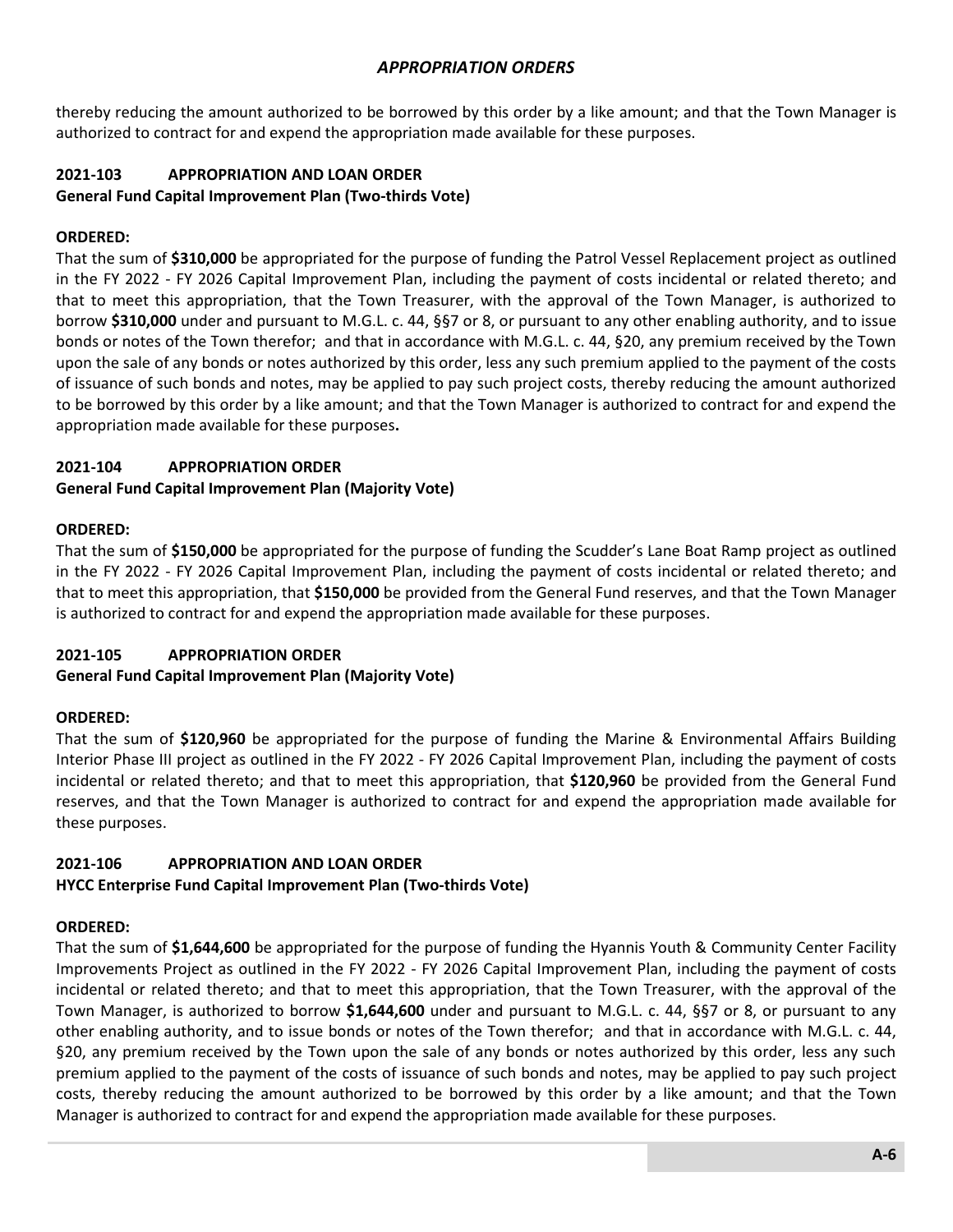thereby reducing the amount authorized to be borrowed by this order by a like amount; and that the Town Manager is authorized to contract for and expend the appropriation made available for these purposes.

### 2021-103 APPROPRIATION AND LOAN ORDER
**General Fund Capital Improvement Plan (Two-thirds Vote)**

**ORDERED:**
That the sum of **$310,000** be appropriated for the purpose of funding the Patrol Vessel Replacement project as outlined in the FY 2022 - FY 2026 Capital Improvement Plan, including the payment of costs incidental or related thereto; and that to meet this appropriation, that the Town Treasurer, with the approval of the Town Manager, is authorized to borrow **$310,000** under and pursuant to M.G.L. c. 44, §§7 or 8, or pursuant to any other enabling authority, and to issue bonds or notes of the Town therefor; and that in accordance with M.G.L. c. 44, §20, any premium received by the Town upon the sale of any bonds or notes authorized by this order, less any such premium applied to the payment of the costs of issuance of such bonds and notes, may be applied to pay such project costs, thereby reducing the amount authorized to be borrowed by this order by a like amount; and that the Town Manager is authorized to contract for and expend the appropriation made available for these purposes.

### 2021-104 APPROPRIATION ORDER
**General Fund Capital Improvement Plan (Majority Vote)**

**ORDERED:**
That the sum of **$150,000** be appropriated for the purpose of funding the Scudder's Lane Boat Ramp project as outlined in the FY 2022 - FY 2026 Capital Improvement Plan, including the payment of costs incidental or related thereto; and that to meet this appropriation, that **$150,000** be provided from the General Fund reserves, and that the Town Manager is authorized to contract for and expend the appropriation made available for these purposes.

### 2021-105 APPROPRIATION ORDER
**General Fund Capital Improvement Plan (Majority Vote)**

**ORDERED:**
That the sum of **$120,960** be appropriated for the purpose of funding the Marine & Environmental Affairs Building Interior Phase III project as outlined in the FY 2022 - FY 2026 Capital Improvement Plan, including the payment of costs incidental or related thereto; and that to meet this appropriation, that **$120,960** be provided from the General Fund reserves, and that the Town Manager is authorized to contract for and expend the appropriation made available for these purposes.

### 2021-106 APPROPRIATION AND LOAN ORDER
**HYCC Enterprise Fund Capital Improvement Plan (Two-thirds Vote)**

**ORDERED:**
That the sum of **$1,644,600** be appropriated for the purpose of funding the Hyannis Youth & Community Center Facility Improvements Project as outlined in the FY 2022 - FY 2026 Capital Improvement Plan, including the payment of costs incidental or related thereto; and that to meet this appropriation, that the Town Treasurer, with the approval of the Town Manager, is authorized to borrow **$1,644,600** under and pursuant to M.G.L. c. 44, §§7 or 8, or pursuant to any other enabling authority, and to issue bonds or notes of the Town therefor; and that in accordance with M.G.L. c. 44, §20, any premium received by the Town upon the sale of any bonds or notes authorized by this order, less any such premium applied to the payment of the costs of issuance of such bonds and notes, may be applied to pay such project costs, thereby reducing the amount authorized to be borrowed by this order by a like amount; and that the Town Manager is authorized to contract for and expend the appropriation made available for these purposes.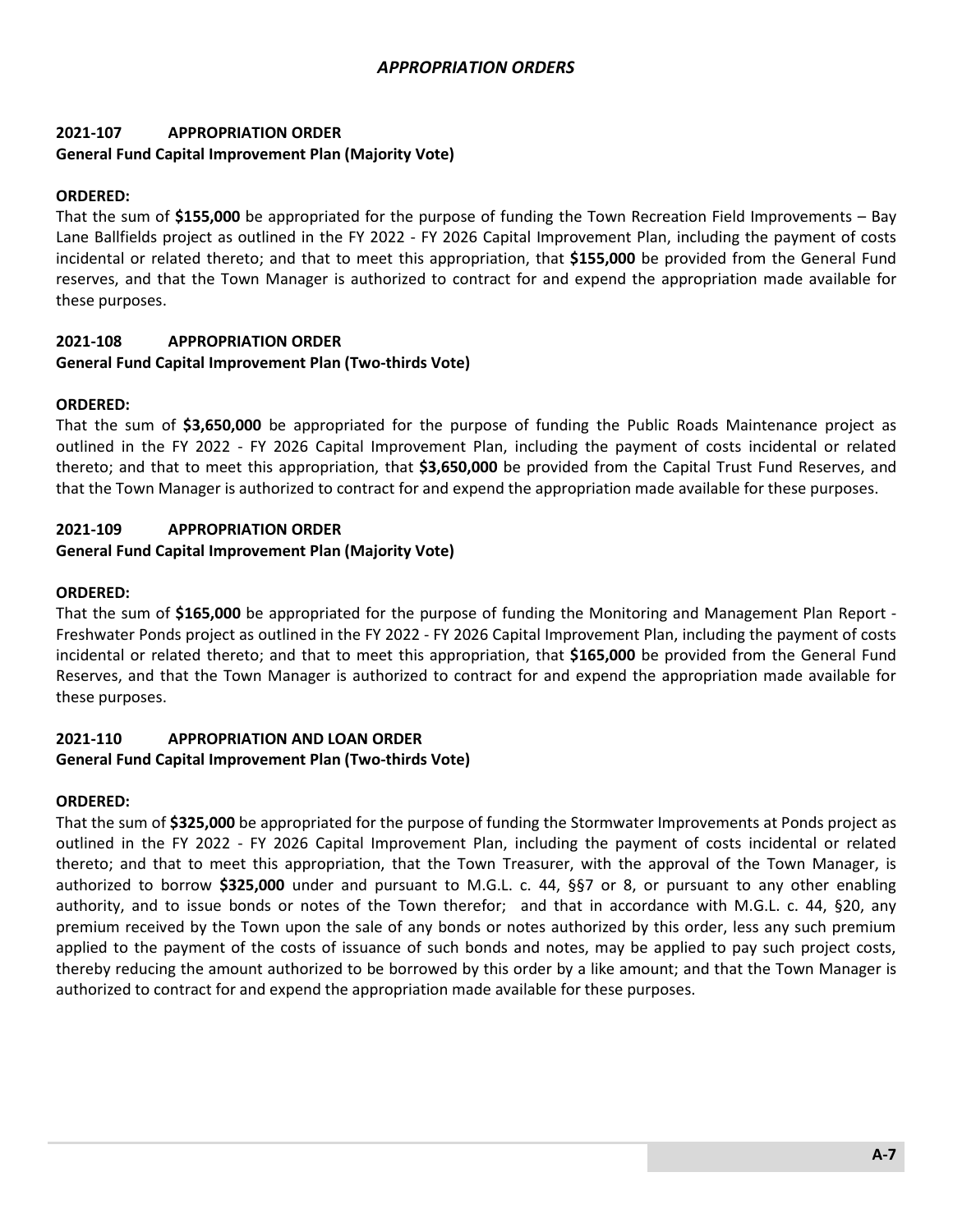## *APPROPRIATION ORDERS*

**2021-107 APPROPRIATION ORDER**
**General Fund Capital Improvement Plan (Majority Vote)**

**ORDERED:**
That the sum of **$155,000** be appropriated for the purpose of funding the Town Recreation Field Improvements – Bay Lane Ballfields project as outlined in the FY 2022 - FY 2026 Capital Improvement Plan, including the payment of costs incidental or related thereto; and that to meet this appropriation, that **$155,000** be provided from the General Fund reserves, and that the Town Manager is authorized to contract for and expend the appropriation made available for these purposes.

**2021-108 APPROPRIATION ORDER**
**General Fund Capital Improvement Plan (Two-thirds Vote)**

**ORDERED:**
That the sum of **$3,650,000** be appropriated for the purpose of funding the Public Roads Maintenance project as outlined in the FY 2022 - FY 2026 Capital Improvement Plan, including the payment of costs incidental or related thereto; and that to meet this appropriation, that **$3,650,000** be provided from the Capital Trust Fund Reserves, and that the Town Manager is authorized to contract for and expend the appropriation made available for these purposes.

**2021-109 APPROPRIATION ORDER**
**General Fund Capital Improvement Plan (Majority Vote)**

**ORDERED:**
That the sum of **$165,000** be appropriated for the purpose of funding the Monitoring and Management Plan Report - Freshwater Ponds project as outlined in the FY 2022 - FY 2026 Capital Improvement Plan, including the payment of costs incidental or related thereto; and that to meet this appropriation, that **$165,000** be provided from the General Fund Reserves, and that the Town Manager is authorized to contract for and expend the appropriation made available for these purposes.

**2021-110 APPROPRIATION AND LOAN ORDER**
**General Fund Capital Improvement Plan (Two-thirds Vote)**

**ORDERED:**
That the sum of **$325,000** be appropriated for the purpose of funding the Stormwater Improvements at Ponds project as outlined in the FY 2022 - FY 2026 Capital Improvement Plan, including the payment of costs incidental or related thereto; and that to meet this appropriation, that the Town Treasurer, with the approval of the Town Manager, is authorized to borrow **$325,000** under and pursuant to M.G.L. c. 44, §§7 or 8, or pursuant to any other enabling authority, and to issue bonds or notes of the Town therefor; and that in accordance with M.G.L. c. 44, §20, any premium received by the Town upon the sale of any bonds or notes authorized by this order, less any such premium applied to the payment of the costs of issuance of such bonds and notes, may be applied to pay such project costs, thereby reducing the amount authorized to be borrowed by this order by a like amount; and that the Town Manager is authorized to contract for and expend the appropriation made available for these purposes.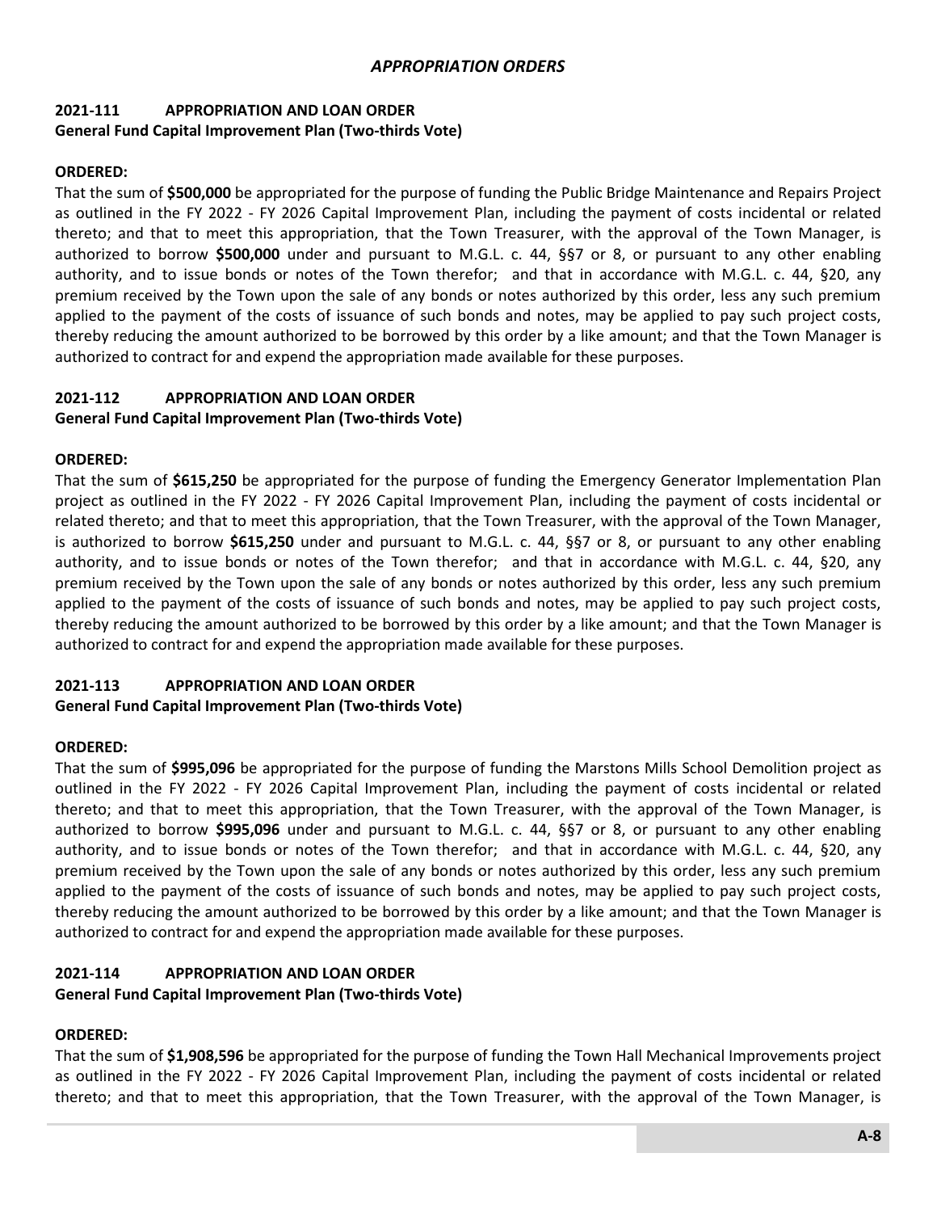## *APPROPRIATION ORDERS*

### 2021-111 APPROPRIATION AND LOAN ORDER
**General Fund Capital Improvement Plan (Two-thirds Vote)**

**ORDERED:**
That the sum of **$500,000** be appropriated for the purpose of funding the Public Bridge Maintenance and Repairs Project as outlined in the FY 2022 - FY 2026 Capital Improvement Plan, including the payment of costs incidental or related thereto; and that to meet this appropriation, that the Town Treasurer, with the approval of the Town Manager, is authorized to borrow **$500,000** under and pursuant to M.G.L. c. 44, §§7 or 8, or pursuant to any other enabling authority, and to issue bonds or notes of the Town therefor; and that in accordance with M.G.L. c. 44, §20, any premium received by the Town upon the sale of any bonds or notes authorized by this order, less any such premium applied to the payment of the costs of issuance of such bonds and notes, may be applied to pay such project costs, thereby reducing the amount authorized to be borrowed by this order by a like amount; and that the Town Manager is authorized to contract for and expend the appropriation made available for these purposes.

### 2021-112 APPROPRIATION AND LOAN ORDER
**General Fund Capital Improvement Plan (Two-thirds Vote)**

**ORDERED:**
That the sum of **$615,250** be appropriated for the purpose of funding the Emergency Generator Implementation Plan project as outlined in the FY 2022 - FY 2026 Capital Improvement Plan, including the payment of costs incidental or related thereto; and that to meet this appropriation, that the Town Treasurer, with the approval of the Town Manager, is authorized to borrow **$615,250** under and pursuant to M.G.L. c. 44, §§7 or 8, or pursuant to any other enabling authority, and to issue bonds or notes of the Town therefor; and that in accordance with M.G.L. c. 44, §20, any premium received by the Town upon the sale of any bonds or notes authorized by this order, less any such premium applied to the payment of the costs of issuance of such bonds and notes, may be applied to pay such project costs, thereby reducing the amount authorized to be borrowed by this order by a like amount; and that the Town Manager is authorized to contract for and expend the appropriation made available for these purposes.

### 2021-113 APPROPRIATION AND LOAN ORDER
**General Fund Capital Improvement Plan (Two-thirds Vote)**

**ORDERED:**
That the sum of **$995,096** be appropriated for the purpose of funding the Marstons Mills School Demolition project as outlined in the FY 2022 - FY 2026 Capital Improvement Plan, including the payment of costs incidental or related thereto; and that to meet this appropriation, that the Town Treasurer, with the approval of the Town Manager, is authorized to borrow **$995,096** under and pursuant to M.G.L. c. 44, §§7 or 8, or pursuant to any other enabling authority, and to issue bonds or notes of the Town therefor; and that in accordance with M.G.L. c. 44, §20, any premium received by the Town upon the sale of any bonds or notes authorized by this order, less any such premium applied to the payment of the costs of issuance of such bonds and notes, may be applied to pay such project costs, thereby reducing the amount authorized to be borrowed by this order by a like amount; and that the Town Manager is authorized to contract for and expend the appropriation made available for these purposes.

### 2021-114 APPROPRIATION AND LOAN ORDER
**General Fund Capital Improvement Plan (Two-thirds Vote)**

**ORDERED:**
That the sum of **$1,908,596** be appropriated for the purpose of funding the Town Hall Mechanical Improvements project as outlined in the FY 2022 - FY 2026 Capital Improvement Plan, including the payment of costs incidental or related thereto; and that to meet this appropriation, that the Town Treasurer, with the approval of the Town Manager, is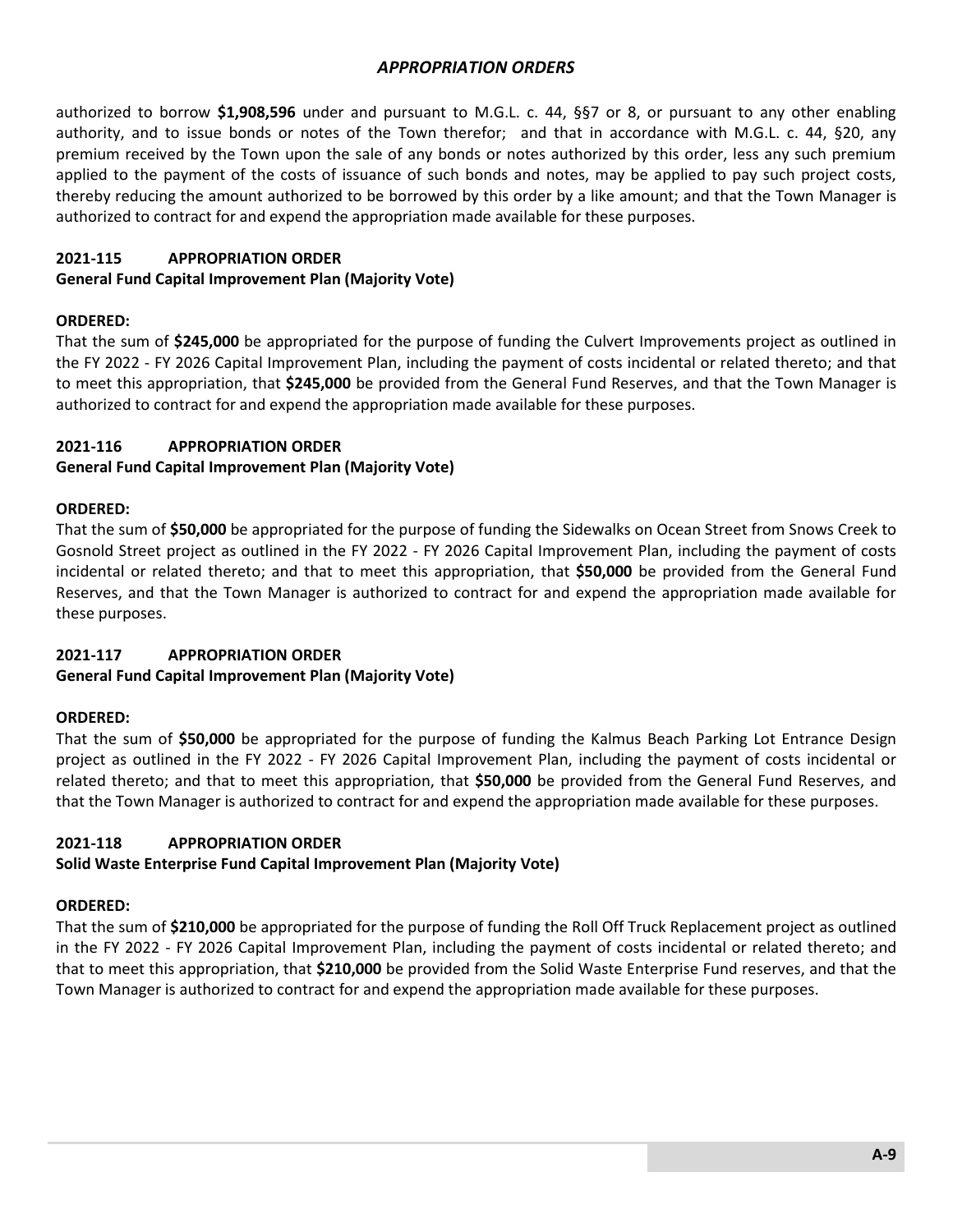authorized to borrow **$1,908,596** under and pursuant to M.G.L. c. 44, §§7 or 8, or pursuant to any other enabling authority, and to issue bonds or notes of the Town therefor; and that in accordance with M.G.L. c. 44, §20, any premium received by the Town upon the sale of any bonds or notes authorized by this order, less any such premium applied to the payment of the costs of issuance of such bonds and notes, may be applied to pay such project costs, thereby reducing the amount authorized to be borrowed by this order by a like amount; and that the Town Manager is authorized to contract for and expend the appropriation made available for these purposes.

**2021-115 APPROPRIATION ORDER**
**General Fund Capital Improvement Plan (Majority Vote)**

**ORDERED:**
That the sum of **$245,000** be appropriated for the purpose of funding the Culvert Improvements project as outlined in the FY 2022 - FY 2026 Capital Improvement Plan, including the payment of costs incidental or related thereto; and that to meet this appropriation, that **$245,000** be provided from the General Fund Reserves, and that the Town Manager is authorized to contract for and expend the appropriation made available for these purposes.

**2021-116 APPROPRIATION ORDER**
**General Fund Capital Improvement Plan (Majority Vote)**

**ORDERED:**
That the sum of **$50,000** be appropriated for the purpose of funding the Sidewalks on Ocean Street from Snows Creek to Gosnold Street project as outlined in the FY 2022 - FY 2026 Capital Improvement Plan, including the payment of costs incidental or related thereto; and that to meet this appropriation, that **$50,000** be provided from the General Fund Reserves, and that the Town Manager is authorized to contract for and expend the appropriation made available for these purposes.

**2021-117 APPROPRIATION ORDER**
**General Fund Capital Improvement Plan (Majority Vote)**

**ORDERED:**
That the sum of **$50,000** be appropriated for the purpose of funding the Kalmus Beach Parking Lot Entrance Design project as outlined in the FY 2022 - FY 2026 Capital Improvement Plan, including the payment of costs incidental or related thereto; and that to meet this appropriation, that **$50,000** be provided from the General Fund Reserves, and that the Town Manager is authorized to contract for and expend the appropriation made available for these purposes.

**2021-118 APPROPRIATION ORDER**
**Solid Waste Enterprise Fund Capital Improvement Plan (Majority Vote)**

**ORDERED:**
That the sum of **$210,000** be appropriated for the purpose of funding the Roll Off Truck Replacement project as outlined in the FY 2022 - FY 2026 Capital Improvement Plan, including the payment of costs incidental or related thereto; and that to meet this appropriation, that **$210,000** be provided from the Solid Waste Enterprise Fund reserves, and that the Town Manager is authorized to contract for and expend the appropriation made available for these purposes.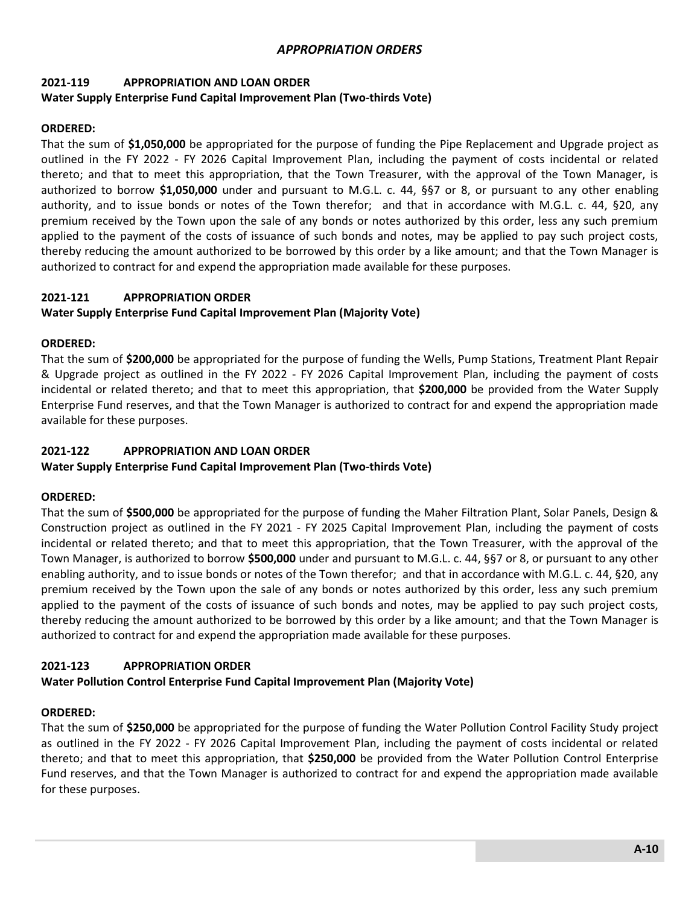## *APPROPRIATION ORDERS*

### 2021-119 APPROPRIATION AND LOAN ORDER

**Water Supply Enterprise Fund Capital Improvement Plan (Two-thirds Vote)**

**ORDERED:**

That the sum of **$1,050,000** be appropriated for the purpose of funding the Pipe Replacement and Upgrade project as outlined in the FY 2022 - FY 2026 Capital Improvement Plan, including the payment of costs incidental or related thereto; and that to meet this appropriation, that the Town Treasurer, with the approval of the Town Manager, is authorized to borrow **$1,050,000** under and pursuant to M.G.L. c. 44, §§7 or 8, or pursuant to any other enabling authority, and to issue bonds or notes of the Town therefor; and that in accordance with M.G.L. c. 44, §20, any premium received by the Town upon the sale of any bonds or notes authorized by this order, less any such premium applied to the payment of the costs of issuance of such bonds and notes, may be applied to pay such project costs, thereby reducing the amount authorized to be borrowed by this order by a like amount; and that the Town Manager is authorized to contract for and expend the appropriation made available for these purposes.

### 2021-121 APPROPRIATION ORDER

**Water Supply Enterprise Fund Capital Improvement Plan (Majority Vote)**

**ORDERED:**

That the sum of **$200,000** be appropriated for the purpose of funding the Wells, Pump Stations, Treatment Plant Repair & Upgrade project as outlined in the FY 2022 - FY 2026 Capital Improvement Plan, including the payment of costs incidental or related thereto; and that to meet this appropriation, that **$200,000** be provided from the Water Supply Enterprise Fund reserves, and that the Town Manager is authorized to contract for and expend the appropriation made available for these purposes.

### 2021-122 APPROPRIATION AND LOAN ORDER

**Water Supply Enterprise Fund Capital Improvement Plan (Two-thirds Vote)**

**ORDERED:**

That the sum of **$500,000** be appropriated for the purpose of funding the Maher Filtration Plant, Solar Panels, Design & Construction project as outlined in the FY 2021 - FY 2025 Capital Improvement Plan, including the payment of costs incidental or related thereto; and that to meet this appropriation, that the Town Treasurer, with the approval of the Town Manager, is authorized to borrow **$500,000** under and pursuant to M.G.L. c. 44, §§7 or 8, or pursuant to any other enabling authority, and to issue bonds or notes of the Town therefor; and that in accordance with M.G.L. c. 44, §20, any premium received by the Town upon the sale of any bonds or notes authorized by this order, less any such premium applied to the payment of the costs of issuance of such bonds and notes, may be applied to pay such project costs, thereby reducing the amount authorized to be borrowed by this order by a like amount; and that the Town Manager is authorized to contract for and expend the appropriation made available for these purposes.

### 2021-123 APPROPRIATION ORDER

**Water Pollution Control Enterprise Fund Capital Improvement Plan (Majority Vote)**

**ORDERED:**

That the sum of **$250,000** be appropriated for the purpose of funding the Water Pollution Control Facility Study project as outlined in the FY 2022 - FY 2026 Capital Improvement Plan, including the payment of costs incidental or related thereto; and that to meet this appropriation, that **$250,000** be provided from the Water Pollution Control Enterprise Fund reserves, and that the Town Manager is authorized to contract for and expend the appropriation made available for these purposes.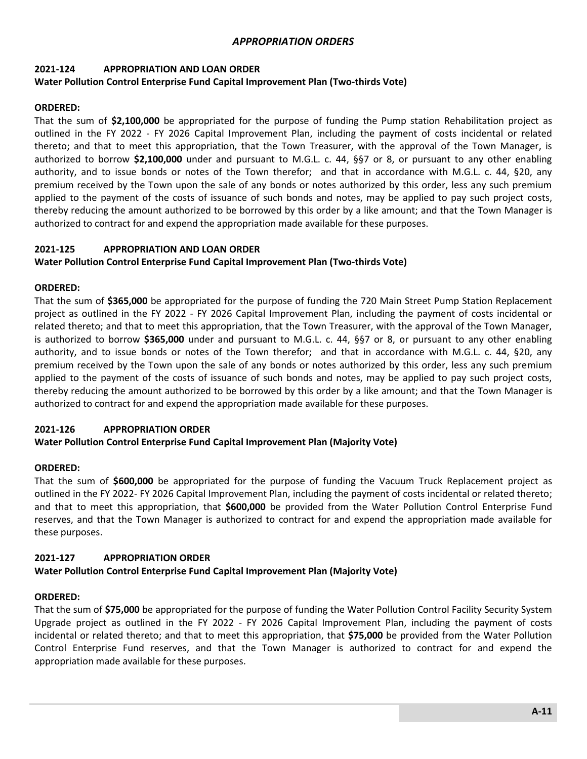## *APPROPRIATION ORDERS*

### 2021-124 APPROPRIATION AND LOAN ORDER
**Water Pollution Control Enterprise Fund Capital Improvement Plan (Two-thirds Vote)**

**ORDERED:**
That the sum of **$2,100,000** be appropriated for the purpose of funding the Pump station Rehabilitation project as outlined in the FY 2022 - FY 2026 Capital Improvement Plan, including the payment of costs incidental or related thereto; and that to meet this appropriation, that the Town Treasurer, with the approval of the Town Manager, is authorized to borrow **$2,100,000** under and pursuant to M.G.L. c. 44, §§7 or 8, or pursuant to any other enabling authority, and to issue bonds or notes of the Town therefor; and that in accordance with M.G.L. c. 44, §20, any premium received by the Town upon the sale of any bonds or notes authorized by this order, less any such premium applied to the payment of the costs of issuance of such bonds and notes, may be applied to pay such project costs, thereby reducing the amount authorized to be borrowed by this order by a like amount; and that the Town Manager is authorized to contract for and expend the appropriation made available for these purposes.

### 2021-125 APPROPRIATION AND LOAN ORDER
**Water Pollution Control Enterprise Fund Capital Improvement Plan (Two-thirds Vote)**

**ORDERED:**
That the sum of **$365,000** be appropriated for the purpose of funding the 720 Main Street Pump Station Replacement project as outlined in the FY 2022 - FY 2026 Capital Improvement Plan, including the payment of costs incidental or related thereto; and that to meet this appropriation, that the Town Treasurer, with the approval of the Town Manager, is authorized to borrow **$365,000** under and pursuant to M.G.L. c. 44, §§7 or 8, or pursuant to any other enabling authority, and to issue bonds or notes of the Town therefor; and that in accordance with M.G.L. c. 44, §20, any premium received by the Town upon the sale of any bonds or notes authorized by this order, less any such premium applied to the payment of the costs of issuance of such bonds and notes, may be applied to pay such project costs, thereby reducing the amount authorized to be borrowed by this order by a like amount; and that the Town Manager is authorized to contract for and expend the appropriation made available for these purposes.

### 2021-126 APPROPRIATION ORDER
**Water Pollution Control Enterprise Fund Capital Improvement Plan (Majority Vote)**

**ORDERED:**
That the sum of **$600,000** be appropriated for the purpose of funding the Vacuum Truck Replacement project as outlined in the FY 2022- FY 2026 Capital Improvement Plan, including the payment of costs incidental or related thereto; and that to meet this appropriation, that **$600,000** be provided from the Water Pollution Control Enterprise Fund reserves, and that the Town Manager is authorized to contract for and expend the appropriation made available for these purposes.

### 2021-127 APPROPRIATION ORDER
**Water Pollution Control Enterprise Fund Capital Improvement Plan (Majority Vote)**

**ORDERED:**
That the sum of **$75,000** be appropriated for the purpose of funding the Water Pollution Control Facility Security System Upgrade project as outlined in the FY 2022 - FY 2026 Capital Improvement Plan, including the payment of costs incidental or related thereto; and that to meet this appropriation, that **$75,000** be provided from the Water Pollution Control Enterprise Fund reserves, and that the Town Manager is authorized to contract for and expend the appropriation made available for these purposes.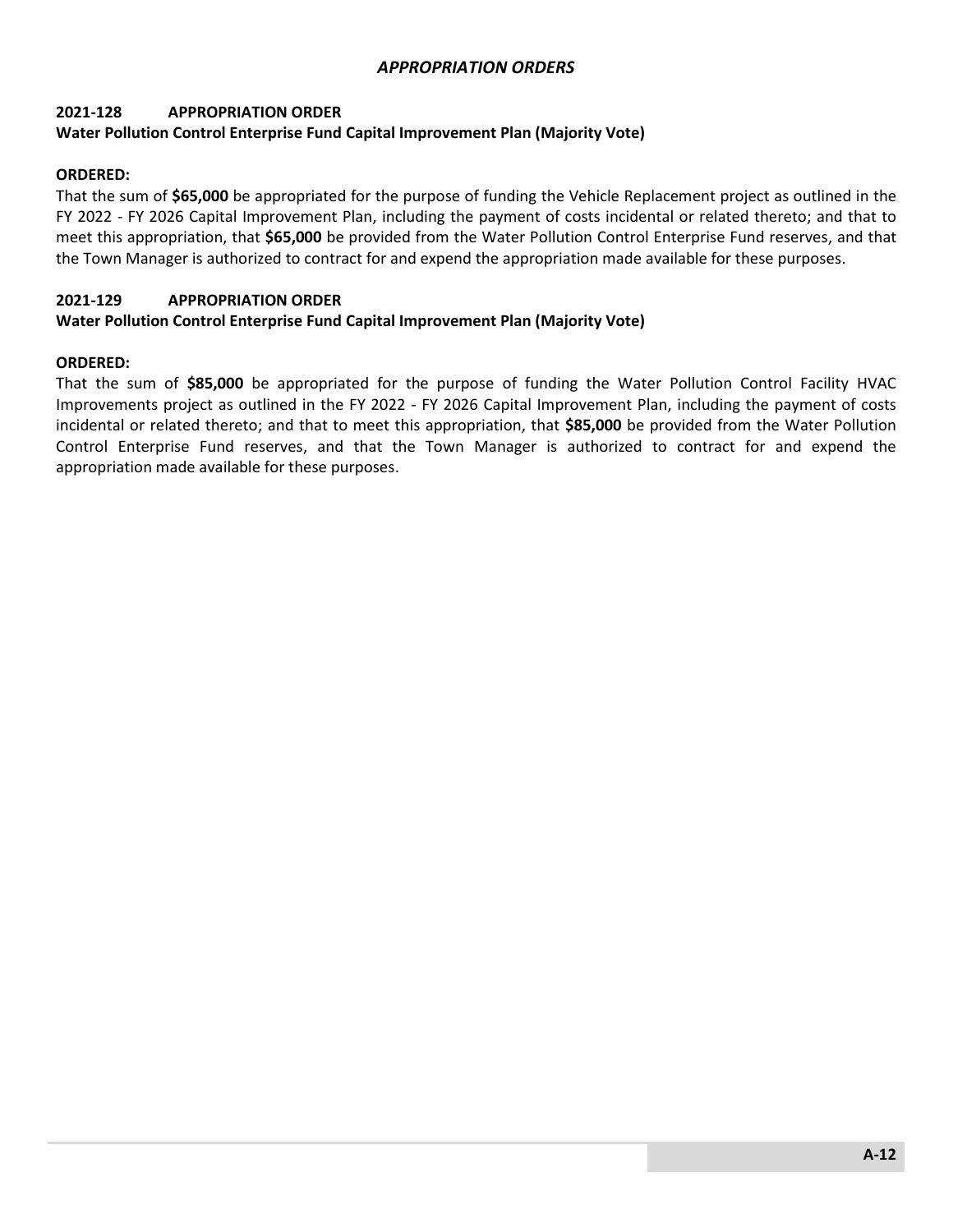## *APPROPRIATION ORDERS*

### 2021-128 APPROPRIATION ORDER

**Water Pollution Control Enterprise Fund Capital Improvement Plan (Majority Vote)**

**ORDERED:**

That the sum of **$65,000** be appropriated for the purpose of funding the Vehicle Replacement project as outlined in the FY 2022 - FY 2026 Capital Improvement Plan, including the payment of costs incidental or related thereto; and that to meet this appropriation, that **$65,000** be provided from the Water Pollution Control Enterprise Fund reserves, and that the Town Manager is authorized to contract for and expend the appropriation made available for these purposes.

### 2021-129 APPROPRIATION ORDER

**Water Pollution Control Enterprise Fund Capital Improvement Plan (Majority Vote)**

**ORDERED:**

That the sum of **$85,000** be appropriated for the purpose of funding the Water Pollution Control Facility HVAC Improvements project as outlined in the FY 2022 - FY 2026 Capital Improvement Plan, including the payment of costs incidental or related thereto; and that to meet this appropriation, that **$85,000** be provided from the Water Pollution Control Enterprise Fund reserves, and that the Town Manager is authorized to contract for and expend the appropriation made available for these purposes.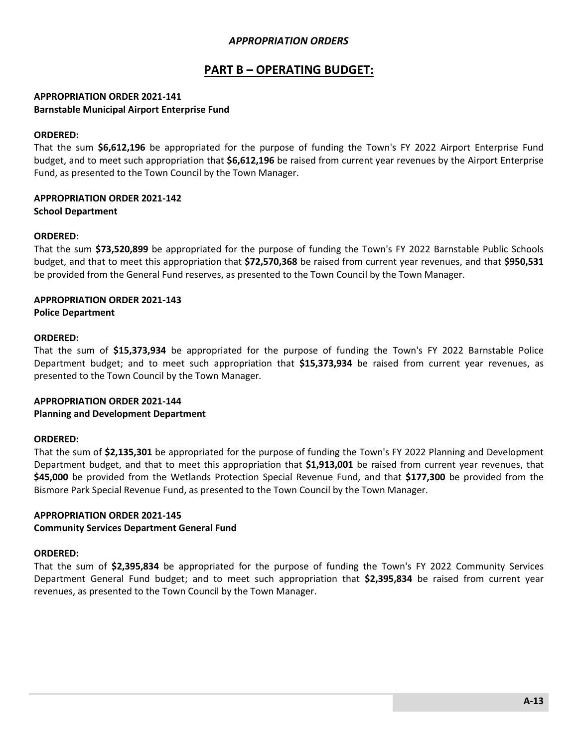*APPROPRIATION ORDERS*

# PART B – OPERATING BUDGET:

**APPROPRIATION ORDER 2021-141**
**Barnstable Municipal Airport Enterprise Fund**

**ORDERED:**
That the sum **$6,612,196** be appropriated for the purpose of funding the Town's FY 2022 Airport Enterprise Fund budget, and to meet such appropriation that **$6,612,196** be raised from current year revenues by the Airport Enterprise Fund, as presented to the Town Council by the Town Manager.

**APPROPRIATION ORDER 2021-142**
**School Department**

**ORDERED**:
That the sum **$73,520,899** be appropriated for the purpose of funding the Town's FY 2022 Barnstable Public Schools budget, and that to meet this appropriation that **$72,570,368** be raised from current year revenues, and that **$950,531** be provided from the General Fund reserves, as presented to the Town Council by the Town Manager.

**APPROPRIATION ORDER 2021-143**
**Police Department**

**ORDERED:**
That the sum of **$15,373,934** be appropriated for the purpose of funding the Town's FY 2022 Barnstable Police Department budget; and to meet such appropriation that **$15,373,934** be raised from current year revenues, as presented to the Town Council by the Town Manager.

**APPROPRIATION ORDER 2021-144**
**Planning and Development Department**

**ORDERED:**
That the sum of **$2,135,301** be appropriated for the purpose of funding the Town's FY 2022 Planning and Development Department budget, and that to meet this appropriation that **$1,913,001** be raised from current year revenues, that **$45,000** be provided from the Wetlands Protection Special Revenue Fund, and that **$177,300** be provided from the Bismore Park Special Revenue Fund, as presented to the Town Council by the Town Manager.

**APPROPRIATION ORDER 2021-145**
**Community Services Department General Fund**

**ORDERED:**
That the sum of **$2,395,834** be appropriated for the purpose of funding the Town's FY 2022 Community Services Department General Fund budget; and to meet such appropriation that **$2,395,834** be raised from current year revenues, as presented to the Town Council by the Town Manager.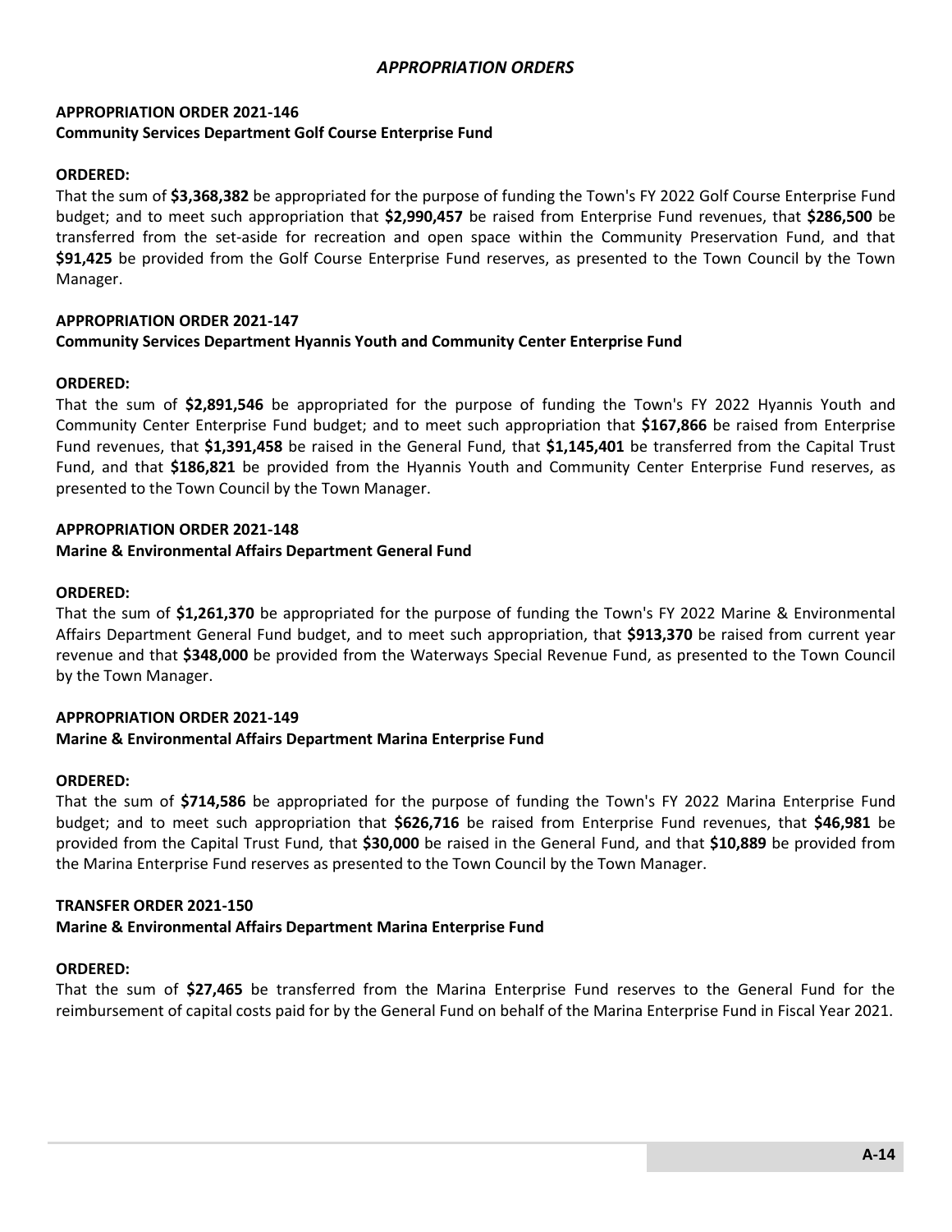## *APPROPRIATION ORDERS*

**APPROPRIATION ORDER 2021-146**
**Community Services Department Golf Course Enterprise Fund**

**ORDERED:**
That the sum of **$3,368,382** be appropriated for the purpose of funding the Town's FY 2022 Golf Course Enterprise Fund budget; and to meet such appropriation that **$2,990,457** be raised from Enterprise Fund revenues, that **$286,500** be transferred from the set-aside for recreation and open space within the Community Preservation Fund, and that **$91,425** be provided from the Golf Course Enterprise Fund reserves, as presented to the Town Council by the Town Manager.

**APPROPRIATION ORDER 2021-147**
**Community Services Department Hyannis Youth and Community Center Enterprise Fund**

**ORDERED:**
That the sum of **$2,891,546** be appropriated for the purpose of funding the Town's FY 2022 Hyannis Youth and Community Center Enterprise Fund budget; and to meet such appropriation that **$167,866** be raised from Enterprise Fund revenues, that **$1,391,458** be raised in the General Fund, that **$1,145,401** be transferred from the Capital Trust Fund, and that **$186,821** be provided from the Hyannis Youth and Community Center Enterprise Fund reserves, as presented to the Town Council by the Town Manager.

**APPROPRIATION ORDER 2021-148**
**Marine & Environmental Affairs Department General Fund**

**ORDERED:**
That the sum of **$1,261,370** be appropriated for the purpose of funding the Town's FY 2022 Marine & Environmental Affairs Department General Fund budget, and to meet such appropriation, that **$913,370** be raised from current year revenue and that **$348,000** be provided from the Waterways Special Revenue Fund, as presented to the Town Council by the Town Manager.

**APPROPRIATION ORDER 2021-149**
**Marine & Environmental Affairs Department Marina Enterprise Fund**

**ORDERED:**
That the sum of **$714,586** be appropriated for the purpose of funding the Town's FY 2022 Marina Enterprise Fund budget; and to meet such appropriation that **$626,716** be raised from Enterprise Fund revenues, that **$46,981** be provided from the Capital Trust Fund, that **$30,000** be raised in the General Fund, and that **$10,889** be provided from the Marina Enterprise Fund reserves as presented to the Town Council by the Town Manager.

**TRANSFER ORDER 2021-150**
**Marine & Environmental Affairs Department Marina Enterprise Fund**

**ORDERED:**
That the sum of **$27,465** be transferred from the Marina Enterprise Fund reserves to the General Fund for the reimbursement of capital costs paid for by the General Fund on behalf of the Marina Enterprise Fund in Fiscal Year 2021.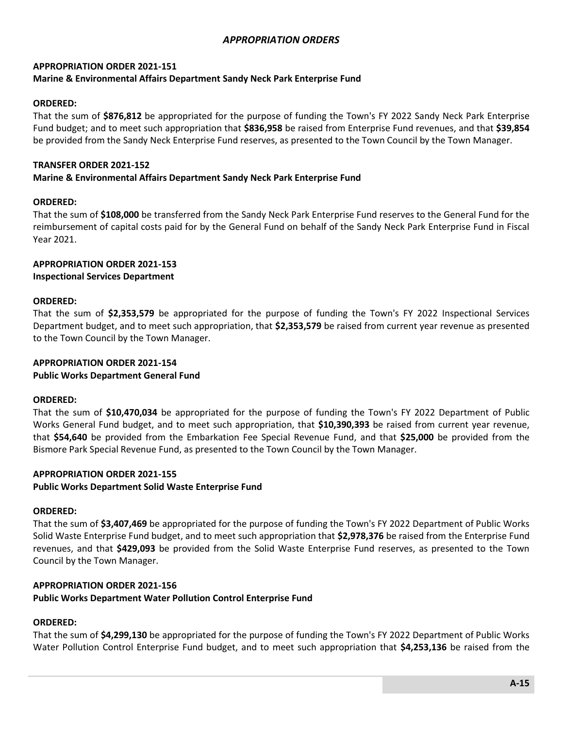## *APPROPRIATION ORDERS*

**APPROPRIATION ORDER 2021-151**
**Marine & Environmental Affairs Department Sandy Neck Park Enterprise Fund**

**ORDERED:**
That the sum of **$876,812** be appropriated for the purpose of funding the Town's FY 2022 Sandy Neck Park Enterprise Fund budget; and to meet such appropriation that **$836,958** be raised from Enterprise Fund revenues, and that **$39,854** be provided from the Sandy Neck Enterprise Fund reserves, as presented to the Town Council by the Town Manager.

**TRANSFER ORDER 2021-152**
**Marine & Environmental Affairs Department Sandy Neck Park Enterprise Fund**

**ORDERED:**
That the sum of **$108,000** be transferred from the Sandy Neck Park Enterprise Fund reserves to the General Fund for the reimbursement of capital costs paid for by the General Fund on behalf of the Sandy Neck Park Enterprise Fund in Fiscal Year 2021.

**APPROPRIATION ORDER 2021-153**
**Inspectional Services Department**

**ORDERED:**
That the sum of **$2,353,579** be appropriated for the purpose of funding the Town's FY 2022 Inspectional Services Department budget, and to meet such appropriation, that **$2,353,579** be raised from current year revenue as presented to the Town Council by the Town Manager.

**APPROPRIATION ORDER 2021-154**
**Public Works Department General Fund**

**ORDERED:**
That the sum of **$10,470,034** be appropriated for the purpose of funding the Town's FY 2022 Department of Public Works General Fund budget, and to meet such appropriation, that **$10,390,393** be raised from current year revenue, that **$54,640** be provided from the Embarkation Fee Special Revenue Fund, and that **$25,000** be provided from the Bismore Park Special Revenue Fund, as presented to the Town Council by the Town Manager.

**APPROPRIATION ORDER 2021-155**
**Public Works Department Solid Waste Enterprise Fund**

**ORDERED:**
That the sum of **$3,407,469** be appropriated for the purpose of funding the Town's FY 2022 Department of Public Works Solid Waste Enterprise Fund budget, and to meet such appropriation that **$2,978,376** be raised from the Enterprise Fund revenues, and that **$429,093** be provided from the Solid Waste Enterprise Fund reserves, as presented to the Town Council by the Town Manager.

**APPROPRIATION ORDER 2021-156**
**Public Works Department Water Pollution Control Enterprise Fund**

**ORDERED:**
That the sum of **$4,299,130** be appropriated for the purpose of funding the Town's FY 2022 Department of Public Works Water Pollution Control Enterprise Fund budget, and to meet such appropriation that **$4,253,136** be raised from the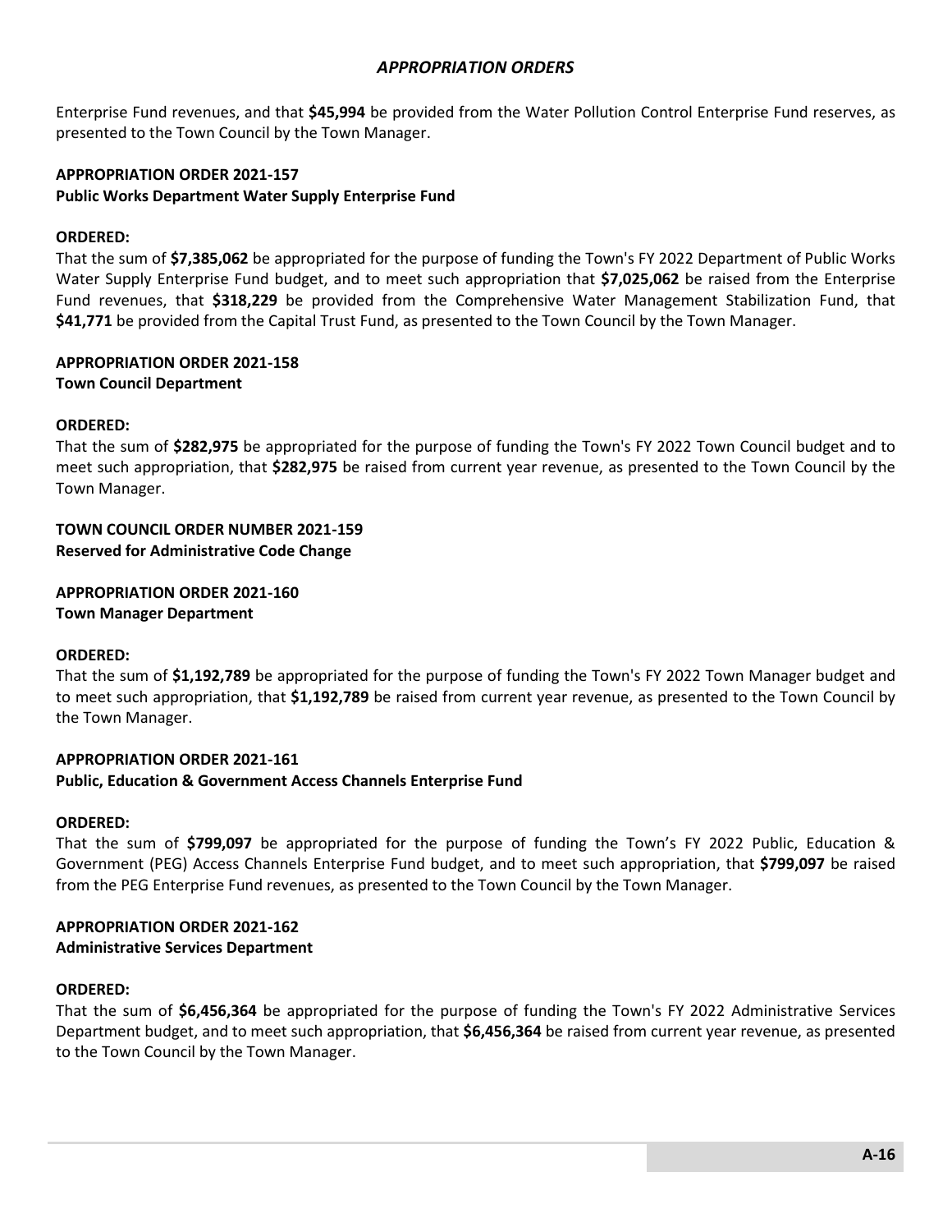Enterprise Fund revenues, and that **$45,994** be provided from the Water Pollution Control Enterprise Fund reserves, as presented to the Town Council by the Town Manager.

**APPROPRIATION ORDER 2021-157**
**Public Works Department Water Supply Enterprise Fund**

**ORDERED:**
That the sum of **$7,385,062** be appropriated for the purpose of funding the Town's FY 2022 Department of Public Works Water Supply Enterprise Fund budget, and to meet such appropriation that **$7,025,062** be raised from the Enterprise Fund revenues, that **$318,229** be provided from the Comprehensive Water Management Stabilization Fund, that **$41,771** be provided from the Capital Trust Fund, as presented to the Town Council by the Town Manager.

**APPROPRIATION ORDER 2021-158**
**Town Council Department**

**ORDERED:**
That the sum of **$282,975** be appropriated for the purpose of funding the Town's FY 2022 Town Council budget and to meet such appropriation, that **$282,975** be raised from current year revenue, as presented to the Town Council by the Town Manager.

**TOWN COUNCIL ORDER NUMBER 2021-159**
**Reserved for Administrative Code Change**

**APPROPRIATION ORDER 2021-160**
**Town Manager Department**

**ORDERED:**
That the sum of **$1,192,789** be appropriated for the purpose of funding the Town's FY 2022 Town Manager budget and to meet such appropriation, that **$1,192,789** be raised from current year revenue, as presented to the Town Council by the Town Manager.

**APPROPRIATION ORDER 2021-161**
**Public, Education & Government Access Channels Enterprise Fund**

**ORDERED:**
That the sum of **$799,097** be appropriated for the purpose of funding the Town's FY 2022 Public, Education & Government (PEG) Access Channels Enterprise Fund budget, and to meet such appropriation, that **$799,097** be raised from the PEG Enterprise Fund revenues, as presented to the Town Council by the Town Manager.

**APPROPRIATION ORDER 2021-162**
**Administrative Services Department**

**ORDERED:**
That the sum of **$6,456,364** be appropriated for the purpose of funding the Town's FY 2022 Administrative Services Department budget, and to meet such appropriation, that **$6,456,364** be raised from current year revenue, as presented to the Town Council by the Town Manager.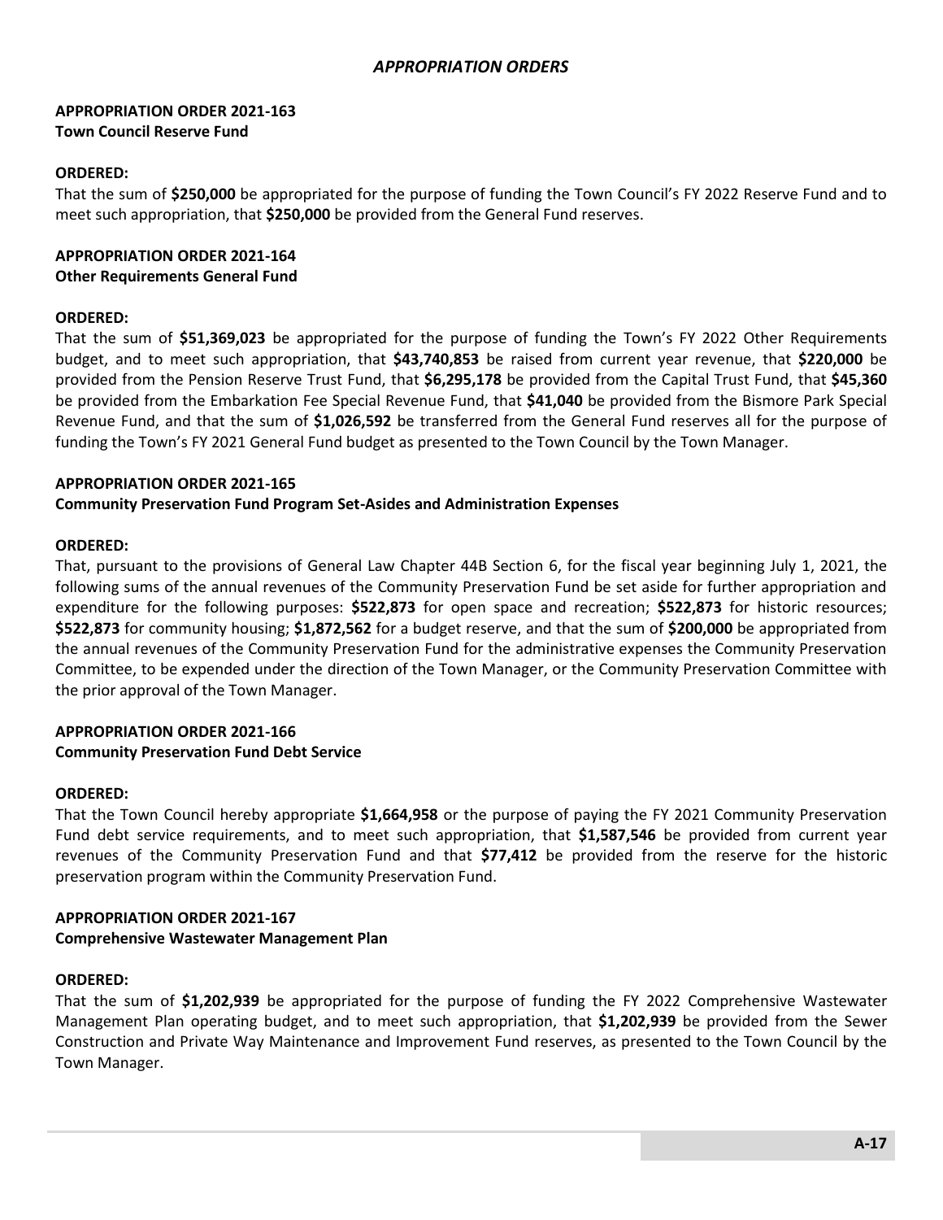## *APPROPRIATION ORDERS*

**APPROPRIATION ORDER 2021-163**
**Town Council Reserve Fund**

**ORDERED:**
That the sum of **$250,000** be appropriated for the purpose of funding the Town Council's FY 2022 Reserve Fund and to meet such appropriation, that **$250,000** be provided from the General Fund reserves.

**APPROPRIATION ORDER 2021-164**
**Other Requirements General Fund**

**ORDERED:**
That the sum of **$51,369,023** be appropriated for the purpose of funding the Town's FY 2022 Other Requirements budget, and to meet such appropriation, that **$43,740,853** be raised from current year revenue, that **$220,000** be provided from the Pension Reserve Trust Fund, that **$6,295,178** be provided from the Capital Trust Fund, that **$45,360** be provided from the Embarkation Fee Special Revenue Fund, that **$41,040** be provided from the Bismore Park Special Revenue Fund, and that the sum of **$1,026,592** be transferred from the General Fund reserves all for the purpose of funding the Town's FY 2021 General Fund budget as presented to the Town Council by the Town Manager.

**APPROPRIATION ORDER 2021-165**
**Community Preservation Fund Program Set-Asides and Administration Expenses**

**ORDERED:**
That, pursuant to the provisions of General Law Chapter 44B Section 6, for the fiscal year beginning July 1, 2021, the following sums of the annual revenues of the Community Preservation Fund be set aside for further appropriation and expenditure for the following purposes: **$522,873** for open space and recreation; **$522,873** for historic resources; **$522,873** for community housing; **$1,872,562** for a budget reserve, and that the sum of **$200,000** be appropriated from the annual revenues of the Community Preservation Fund for the administrative expenses the Community Preservation Committee, to be expended under the direction of the Town Manager, or the Community Preservation Committee with the prior approval of the Town Manager.

**APPROPRIATION ORDER 2021-166**
**Community Preservation Fund Debt Service**

**ORDERED:**
That the Town Council hereby appropriate **$1,664,958** or the purpose of paying the FY 2021 Community Preservation Fund debt service requirements, and to meet such appropriation, that **$1,587,546** be provided from current year revenues of the Community Preservation Fund and that **$77,412** be provided from the reserve for the historic preservation program within the Community Preservation Fund.

**APPROPRIATION ORDER 2021-167**
**Comprehensive Wastewater Management Plan**

**ORDERED:**
That the sum of **$1,202,939** be appropriated for the purpose of funding the FY 2022 Comprehensive Wastewater Management Plan operating budget, and to meet such appropriation, that **$1,202,939** be provided from the Sewer Construction and Private Way Maintenance and Improvement Fund reserves, as presented to the Town Council by the Town Manager.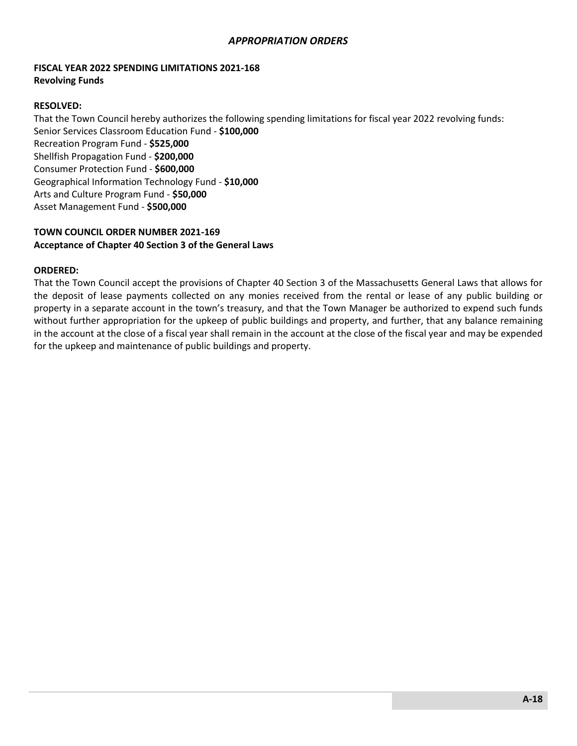## *APPROPRIATION ORDERS*

**FISCAL YEAR 2022 SPENDING LIMITATIONS 2021-168**
**Revolving Funds**

**RESOLVED:**

That the Town Council hereby authorizes the following spending limitations for fiscal year 2022 revolving funds:
Senior Services Classroom Education Fund - **$100,000**
Recreation Program Fund - **$525,000**
Shellfish Propagation Fund - **$200,000**
Consumer Protection Fund - **$600,000**
Geographical Information Technology Fund - **$10,000**
Arts and Culture Program Fund - **$50,000**
Asset Management Fund - **$500,000**

**TOWN COUNCIL ORDER NUMBER 2021-169**
**Acceptance of Chapter 40 Section 3 of the General Laws**

**ORDERED:**

That the Town Council accept the provisions of Chapter 40 Section 3 of the Massachusetts General Laws that allows for the deposit of lease payments collected on any monies received from the rental or lease of any public building or property in a separate account in the town's treasury, and that the Town Manager be authorized to expend such funds without further appropriation for the upkeep of public buildings and property, and further, that any balance remaining in the account at the close of a fiscal year shall remain in the account at the close of the fiscal year and may be expended for the upkeep and maintenance of public buildings and property.